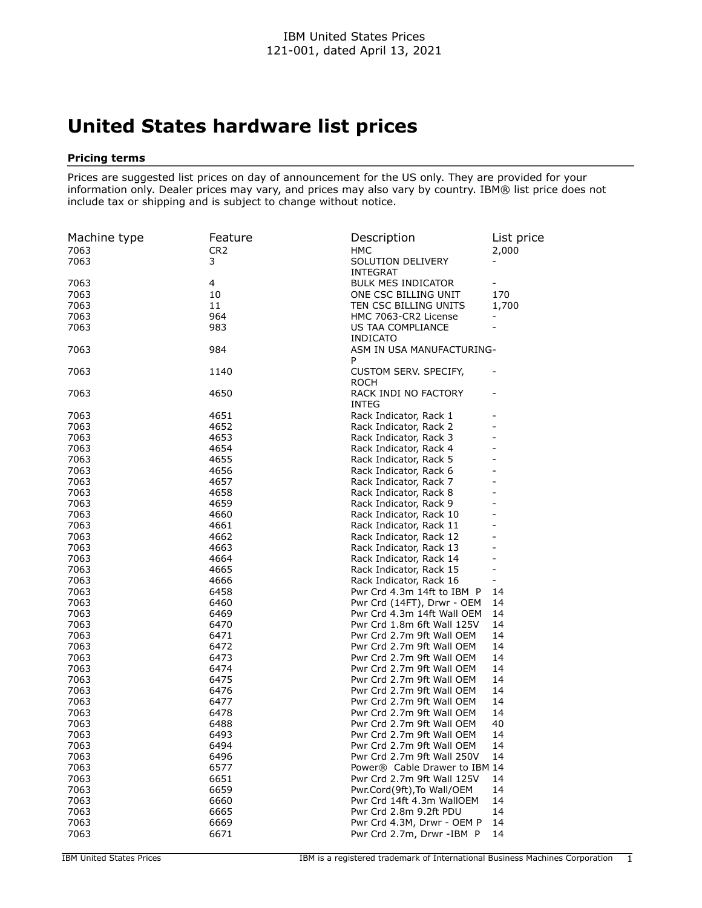IBM United States Prices
121-001, dated April 13, 2021

# United States hardware list prices

### Pricing terms

Prices are suggested list prices on day of announcement for the US only. They are provided for your information only. Dealer prices may vary, and prices may also vary by country. IBM® list price does not include tax or shipping and is subject to change without notice.

| Machine type | Feature | Description | List price |
|---|---|---|---|
| 7063 | CR2 | HMC | 2,000 |
| 7063 | 3 | SOLUTION DELIVERY INTEGRAT | - |
| 7063 | 4 | BULK MES INDICATOR | - |
| 7063 | 10 | ONE CSC BILLING UNIT | 170 |
| 7063 | 11 | TEN CSC BILLING UNITS | 1,700 |
| 7063 | 964 | HMC 7063-CR2 License | - |
| 7063 | 983 | US TAA COMPLIANCE INDICATO | - |
| 7063 | 984 | ASM IN USA MANUFACTURING-P | - |
| 7063 | 1140 | CUSTOM SERV. SPECIFY, ROCH | - |
| 7063 | 4650 | RACK INDI NO FACTORY INTEG | - |
| 7063 | 4651 | Rack Indicator, Rack 1 | - |
| 7063 | 4652 | Rack Indicator, Rack 2 | - |
| 7063 | 4653 | Rack Indicator, Rack 3 | - |
| 7063 | 4654 | Rack Indicator, Rack 4 | - |
| 7063 | 4655 | Rack Indicator, Rack 5 | - |
| 7063 | 4656 | Rack Indicator, Rack 6 | - |
| 7063 | 4657 | Rack Indicator, Rack 7 | - |
| 7063 | 4658 | Rack Indicator, Rack 8 | - |
| 7063 | 4659 | Rack Indicator, Rack 9 | - |
| 7063 | 4660 | Rack Indicator, Rack 10 | - |
| 7063 | 4661 | Rack Indicator, Rack 11 | - |
| 7063 | 4662 | Rack Indicator, Rack 12 | - |
| 7063 | 4663 | Rack Indicator, Rack 13 | - |
| 7063 | 4664 | Rack Indicator, Rack 14 | - |
| 7063 | 4665 | Rack Indicator, Rack 15 | - |
| 7063 | 4666 | Rack Indicator, Rack 16 | - |
| 7063 | 6458 | Pwr Crd 4.3m 14ft to IBM P | 14 |
| 7063 | 6460 | Pwr Crd (14FT), Drwr - OEM | 14 |
| 7063 | 6469 | Pwr Crd 4.3m 14ft Wall OEM | 14 |
| 7063 | 6470 | Pwr Crd 1.8m 6ft Wall 125V | 14 |
| 7063 | 6471 | Pwr Crd 2.7m 9ft Wall OEM | 14 |
| 7063 | 6472 | Pwr Crd 2.7m 9ft Wall OEM | 14 |
| 7063 | 6473 | Pwr Crd 2.7m 9ft Wall OEM | 14 |
| 7063 | 6474 | Pwr Crd 2.7m 9ft Wall OEM | 14 |
| 7063 | 6475 | Pwr Crd 2.7m 9ft Wall OEM | 14 |
| 7063 | 6476 | Pwr Crd 2.7m 9ft Wall OEM | 14 |
| 7063 | 6477 | Pwr Crd 2.7m 9ft Wall OEM | 14 |
| 7063 | 6478 | Pwr Crd 2.7m 9ft Wall OEM | 14 |
| 7063 | 6488 | Pwr Crd 2.7m 9ft Wall OEM | 40 |
| 7063 | 6493 | Pwr Crd 2.7m 9ft Wall OEM | 14 |
| 7063 | 6494 | Pwr Crd 2.7m 9ft Wall OEM | 14 |
| 7063 | 6496 | Pwr Crd 2.7m 9ft Wall 250V | 14 |
| 7063 | 6577 | Power® Cable Drawer to IBM | 14 |
| 7063 | 6651 | Pwr Crd 2.7m 9ft Wall 125V | 14 |
| 7063 | 6659 | Pwr.Cord(9ft),To Wall/OEM | 14 |
| 7063 | 6660 | Pwr Crd 14ft 4.3m WallOEM | 14 |
| 7063 | 6665 | Pwr Crd 2.8m 9.2ft PDU | 14 |
| 7063 | 6669 | Pwr Crd 4.3M, Drwr - OEM P | 14 |
| 7063 | 6671 | Pwr Crd 2.7m, Drwr -IBM P | 14 |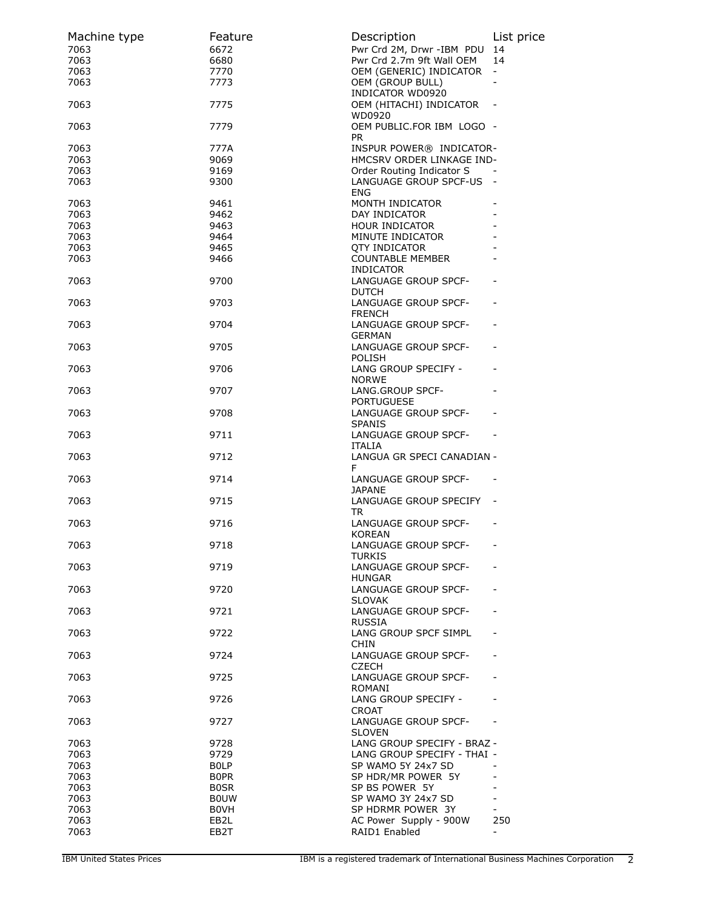| Machine type | Feature | Description | List price |
|---|---|---|---|
| 7063 | 6672 | Pwr Crd 2M, Drwr -IBM PDU | 14 |
| 7063 | 6680 | Pwr Crd 2.7m 9ft Wall OEM | 14 |
| 7063 | 7770 | OEM (GENERIC) INDICATOR | - |
| 7063 | 7773 | OEM (GROUP BULL) INDICATOR WD0920 | - |
| 7063 | 7775 | OEM (HITACHI) INDICATOR WD0920 | - |
| 7063 | 7779 | OEM PUBLIC.FOR IBM LOGO PR | - |
| 7063 | 777A | INSPUR POWER® INDICATOR | - |
| 7063 | 9069 | HMCSRV ORDER LINKAGE IND | - |
| 7063 | 9169 | Order Routing Indicator S | - |
| 7063 | 9300 | LANGUAGE GROUP SPCF-US ENG | - |
| 7063 | 9461 | MONTH INDICATOR | - |
| 7063 | 9462 | DAY INDICATOR | - |
| 7063 | 9463 | HOUR INDICATOR | - |
| 7063 | 9464 | MINUTE INDICATOR | - |
| 7063 | 9465 | QTY INDICATOR | - |
| 7063 | 9466 | COUNTABLE MEMBER INDICATOR | - |
| 7063 | 9700 | LANGUAGE GROUP SPCF-DUTCH | - |
| 7063 | 9703 | LANGUAGE GROUP SPCF-FRENCH | - |
| 7063 | 9704 | LANGUAGE GROUP SPCF-GERMAN | - |
| 7063 | 9705 | LANGUAGE GROUP SPCF-POLISH | - |
| 7063 | 9706 | LANG GROUP SPECIFY - NORWE | - |
| 7063 | 9707 | LANG.GROUP SPCF-PORTUGUESE | - |
| 7063 | 9708 | LANGUAGE GROUP SPCF-SPANIS | - |
| 7063 | 9711 | LANGUAGE GROUP SPCF-ITALIA | - |
| 7063 | 9712 | LANGUA GR SPECI CANADIAN F | - |
| 7063 | 9714 | LANGUAGE GROUP SPCF-JAPANE | - |
| 7063 | 9715 | LANGUAGE GROUP SPECIFY TR | - |
| 7063 | 9716 | LANGUAGE GROUP SPCF-KOREAN | - |
| 7063 | 9718 | LANGUAGE GROUP SPCF-TURKIS | - |
| 7063 | 9719 | LANGUAGE GROUP SPCF-HUNGAR | - |
| 7063 | 9720 | LANGUAGE GROUP SPCF-SLOVAK | - |
| 7063 | 9721 | LANGUAGE GROUP SPCF-RUSSIA | - |
| 7063 | 9722 | LANG GROUP SPCF SIMPL CHIN | - |
| 7063 | 9724 | LANGUAGE GROUP SPCF-CZECH | - |
| 7063 | 9725 | LANGUAGE GROUP SPCF-ROMANI | - |
| 7063 | 9726 | LANG GROUP SPECIFY - CROAT | - |
| 7063 | 9727 | LANGUAGE GROUP SPCF-SLOVEN | - |
| 7063 | 9728 | LANG GROUP SPECIFY - BRAZ | - |
| 7063 | 9729 | LANG GROUP SPECIFY - THAI | - |
| 7063 | B0LP | SP WAMO 5Y 24x7 SD | - |
| 7063 | B0PR | SP HDR/MR POWER 5Y | - |
| 7063 | B0SR | SP BS POWER 5Y | - |
| 7063 | B0UW | SP WAMO 3Y 24x7 SD | - |
| 7063 | B0VH | SP HDRMR POWER 3Y | - |
| 7063 | EB2L | AC Power Supply - 900W | 250 |
| 7063 | EB2T | RAID1 Enabled | - |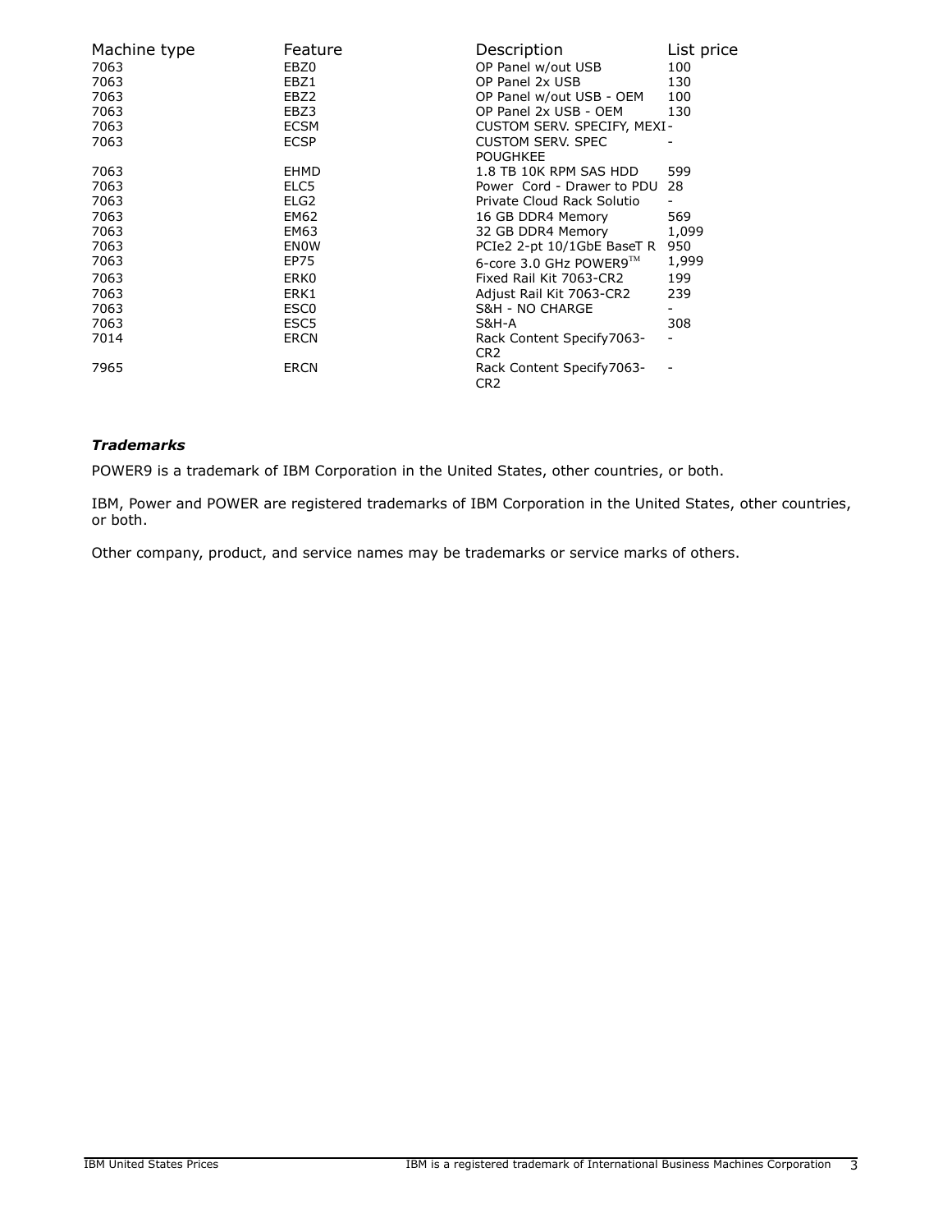| Machine type | Feature | Description | List price |
|---|---|---|---|
| 7063 | EBZ0 | OP Panel w/out USB | 100 |
| 7063 | EBZ1 | OP Panel 2x USB | 130 |
| 7063 | EBZ2 | OP Panel w/out USB - OEM | 100 |
| 7063 | EBZ3 | OP Panel 2x USB - OEM | 130 |
| 7063 | ECSM | CUSTOM SERV. SPECIFY, MEXI | - |
| 7063 | ECSP | CUSTOM SERV. SPEC POUGHKEE | - |
| 7063 | EHMD | 1.8 TB 10K RPM SAS HDD | 599 |
| 7063 | ELC5 | Power Cord - Drawer to PDU | 28 |
| 7063 | ELG2 | Private Cloud Rack Solutio | - |
| 7063 | EM62 | 16 GB DDR4 Memory | 569 |
| 7063 | EM63 | 32 GB DDR4 Memory | 1,099 |
| 7063 | EN0W | PCIe2 2-pt 10/1GbE BaseT R | 950 |
| 7063 | EP75 | 6-core 3.0 GHz POWER9™ | 1,999 |
| 7063 | ERK0 | Fixed Rail Kit 7063-CR2 | 199 |
| 7063 | ERK1 | Adjust Rail Kit 7063-CR2 | 239 |
| 7063 | ESC0 | S&H - NO CHARGE | - |
| 7063 | ESC5 | S&H-A | 308 |
| 7014 | ERCN | Rack Content Specify7063-CR2 | - |
| 7965 | ERCN | Rack Content Specify7063-CR2 | - |

***Trademarks***

POWER9 is a trademark of IBM Corporation in the United States, other countries, or both.

IBM, Power and POWER are registered trademarks of IBM Corporation in the United States, other countries, or both.

Other company, product, and service names may be trademarks or service marks of others.